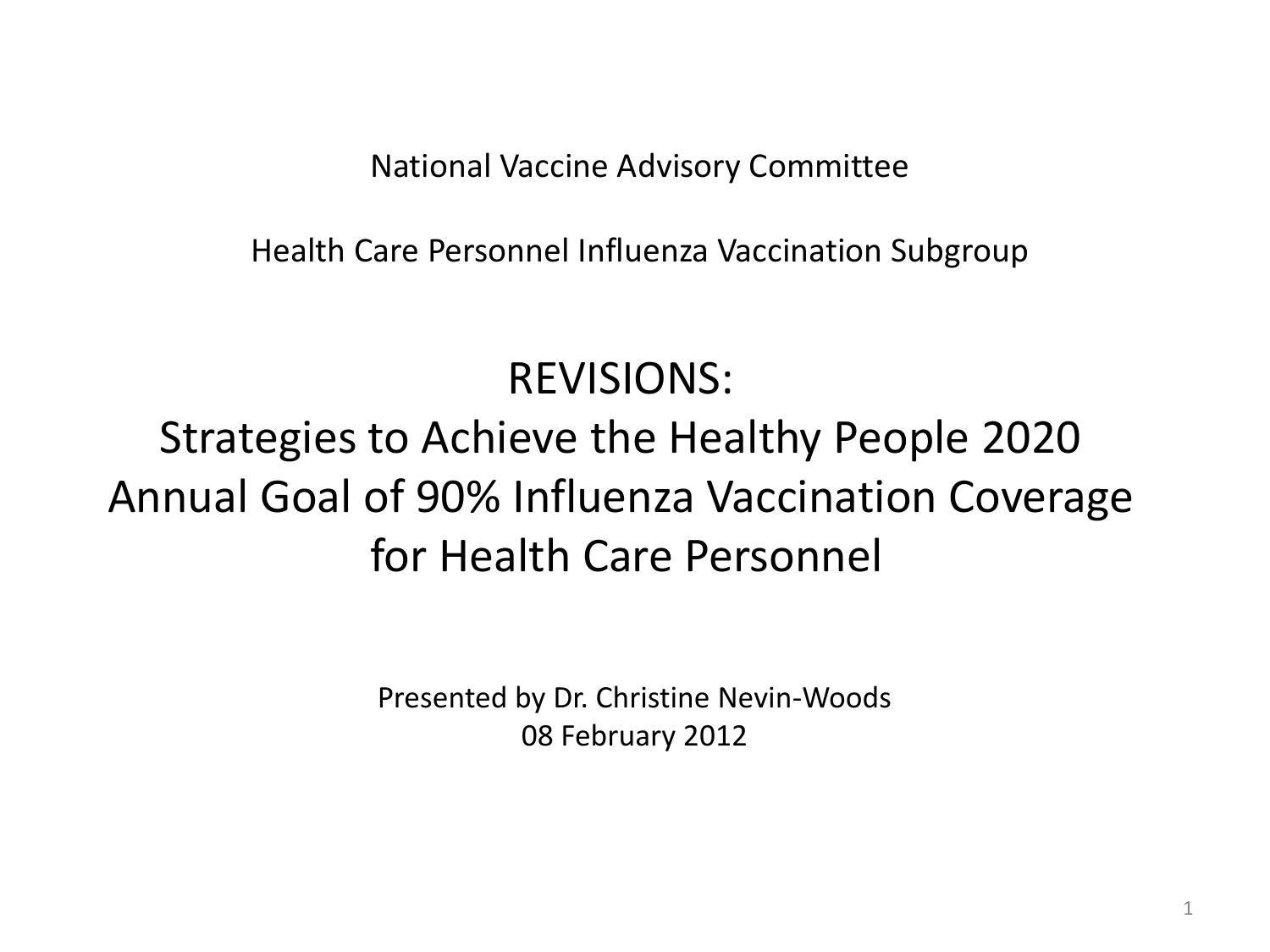National Vaccine Advisory Committee

Health Care Personnel Influenza Vaccination Subgroup

# REVISIONS: Strategies to Achieve the Healthy People 2020 Annual Goal of 90% Influenza Vaccination Coverage for Health Care Personnel

Presented by Dr. Christine Nevin-Woods
08 February 2012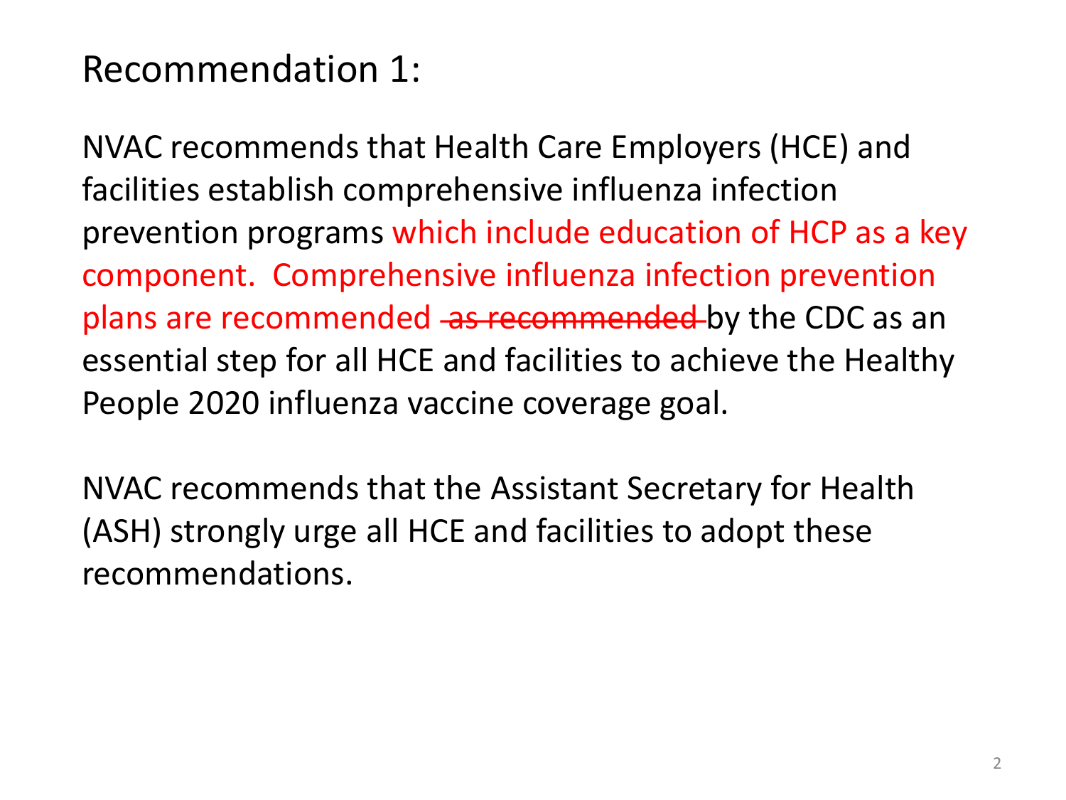# Recommendation 1:

NVAC recommends that Health Care Employers (HCE) and facilities establish comprehensive influenza infection prevention programs which include education of HCP as a key component. Comprehensive influenza infection prevention plans are recommended ~~as recommended~~ by the CDC as an essential step for all HCE and facilities to achieve the Healthy People 2020 influenza vaccine coverage goal.

NVAC recommends that the Assistant Secretary for Health (ASH) strongly urge all HCE and facilities to adopt these recommendations.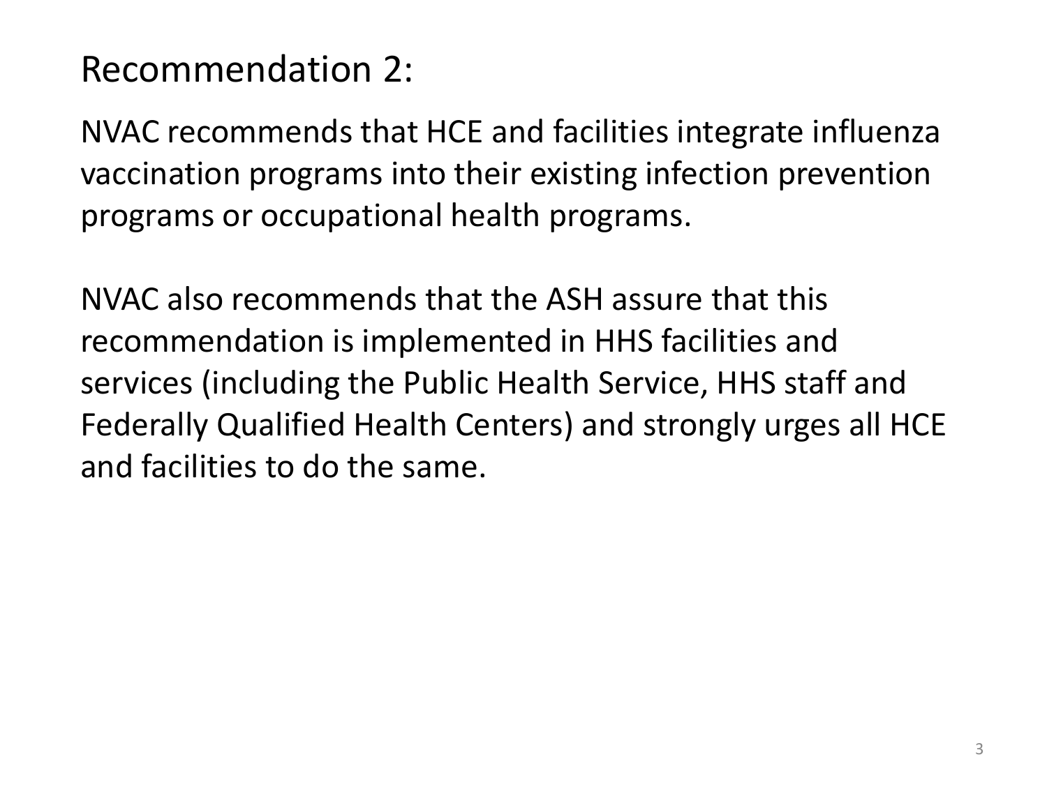# Recommendation 2:

NVAC recommends that HCE and facilities integrate influenza vaccination programs into their existing infection prevention programs or occupational health programs.

NVAC also recommends that the ASH assure that this recommendation is implemented in HHS facilities and services (including the Public Health Service, HHS staff and Federally Qualified Health Centers) and strongly urges all HCE and facilities to do the same.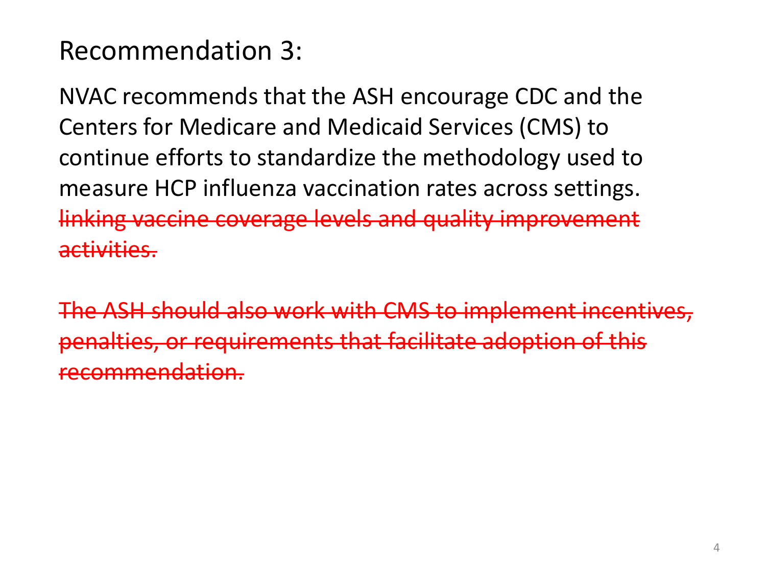# Recommendation 3:

NVAC recommends that the ASH encourage CDC and the Centers for Medicare and Medicaid Services (CMS) to continue efforts to standardize the methodology used to measure HCP influenza vaccination rates across settings. ~~linking vaccine coverage levels and quality improvement activities.~~

~~The ASH should also work with CMS to implement incentives, penalties, or requirements that facilitate adoption of this recommendation.~~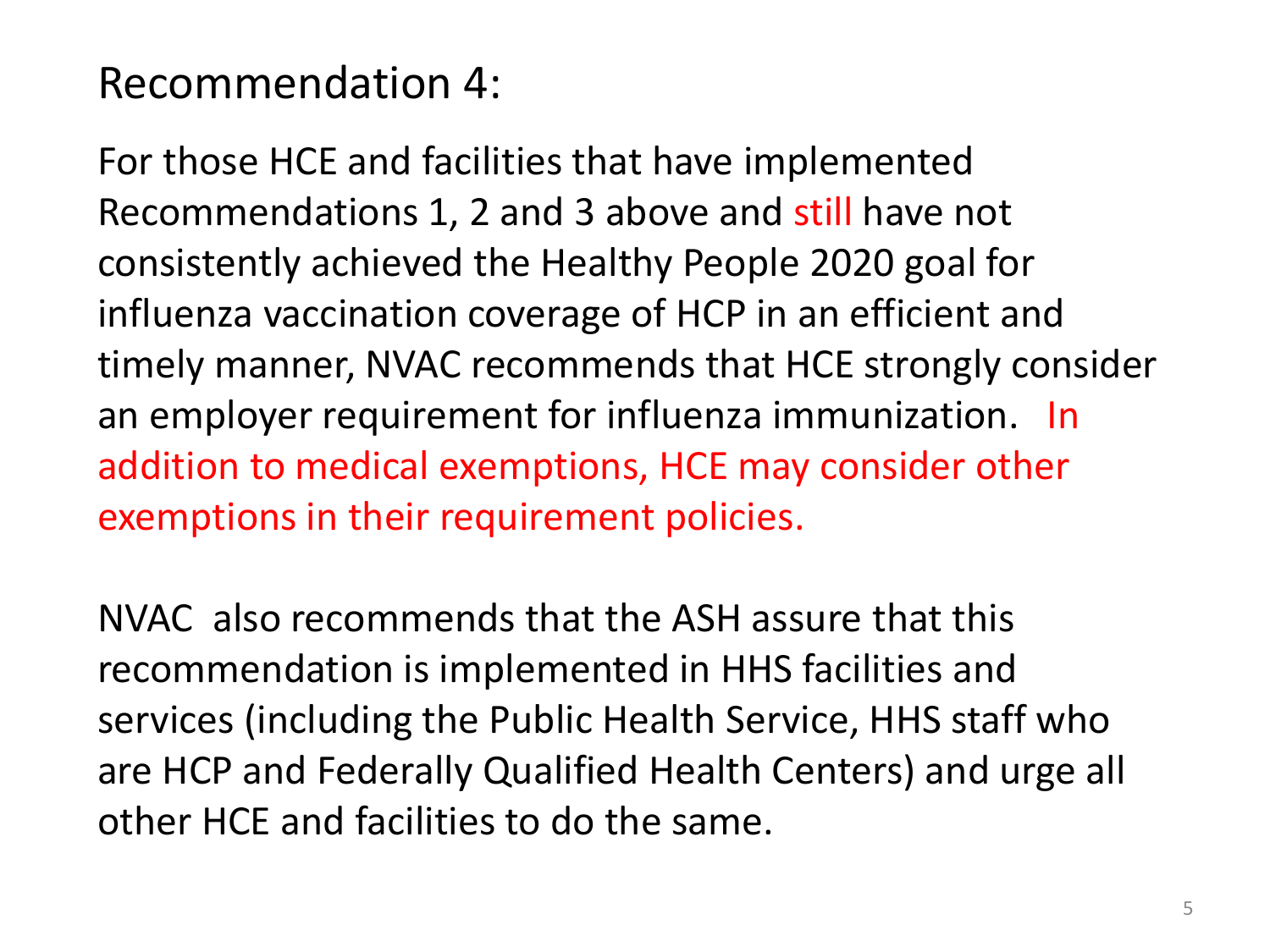# Recommendation 4:

For those HCE and facilities that have implemented Recommendations 1, 2 and 3 above and still have not consistently achieved the Healthy People 2020 goal for influenza vaccination coverage of HCP in an efficient and timely manner, NVAC recommends that HCE strongly consider an employer requirement for influenza immunization. In addition to medical exemptions, HCE may consider other exemptions in their requirement policies.

NVAC also recommends that the ASH assure that this recommendation is implemented in HHS facilities and services (including the Public Health Service, HHS staff who are HCP and Federally Qualified Health Centers) and urge all other HCE and facilities to do the same.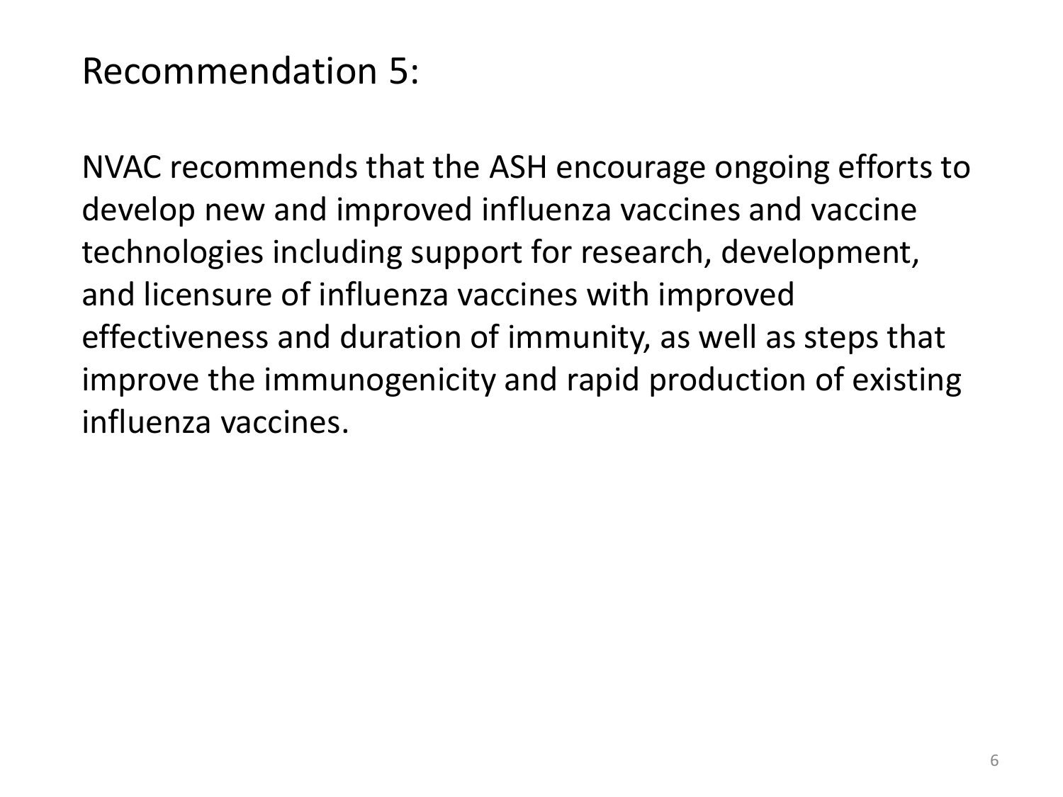# Recommendation 5:

NVAC recommends that the ASH encourage ongoing efforts to develop new and improved influenza vaccines and vaccine technologies including support for research, development, and licensure of influenza vaccines with improved effectiveness and duration of immunity, as well as steps that improve the immunogenicity and rapid production of existing influenza vaccines.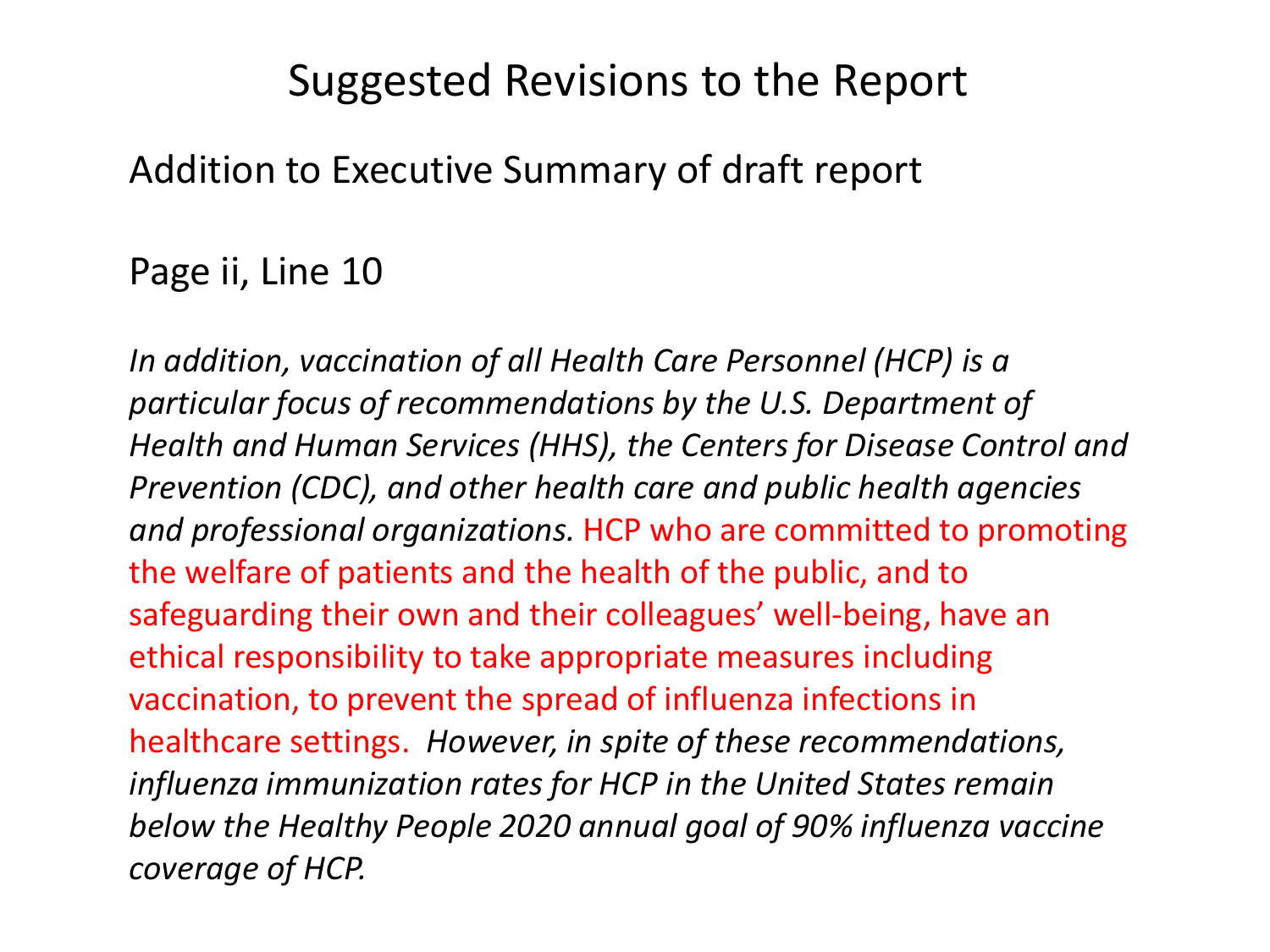# Suggested Revisions to the Report

Addition to Executive Summary of draft report

Page ii, Line 10

*In addition, vaccination of all Health Care Personnel (HCP) is a particular focus of recommendations by the U.S. Department of Health and Human Services (HHS), the Centers for Disease Control and Prevention (CDC), and other health care and public health agencies and professional organizations.* HCP who are committed to promoting the welfare of patients and the health of the public, and to safeguarding their own and their colleagues' well-being, have an ethical responsibility to take appropriate measures including vaccination, to prevent the spread of influenza infections in healthcare settings. *However, in spite of these recommendations, influenza immunization rates for HCP in the United States remain below the Healthy People 2020 annual goal of 90% influenza vaccine coverage of HCP.*